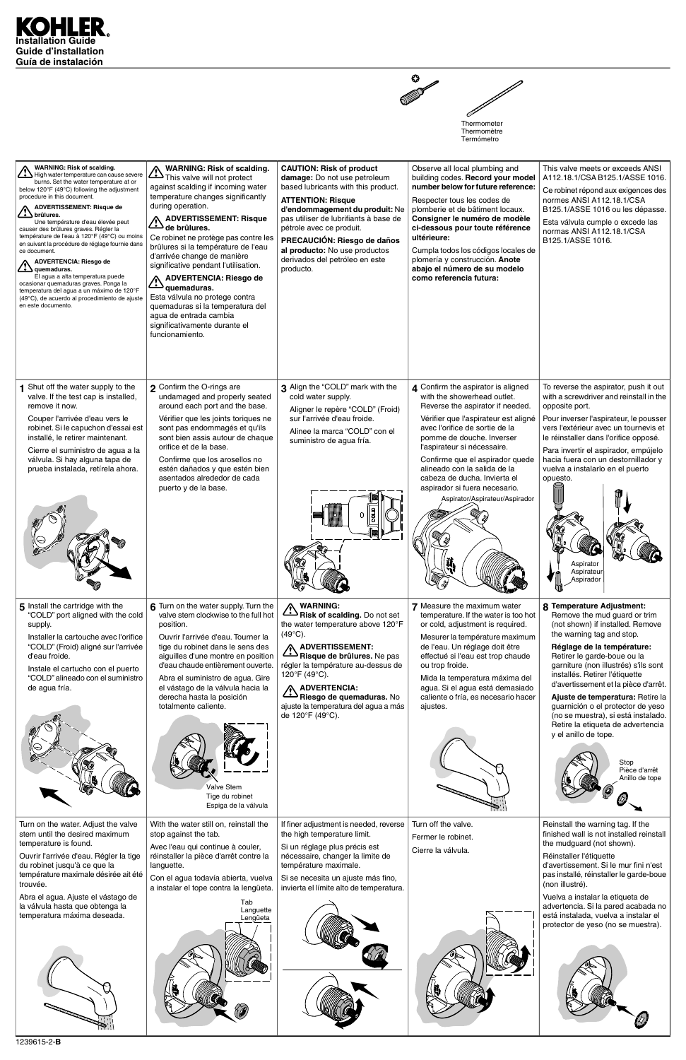# KOHLER®

**Installation Guide**
**Guide d'installation**
**Guía de instalación**

Thermometer
Thermomètre
Termómetro

**WARNING: Risk of scalding.** High water temperature can cause severe burns. Set the water temperature at or below 120°F (49°C) following the adjustment procedure in this document.

**ADVERTISSEMENT: Risque de brûlures.** Une température d'eau élevée peut causer des brûlures graves. Régler la température de l'eau à 120°F (49°C) ou moins en suivant la procédure de réglage fournie dans ce document.

**ADVERTENCIA: Riesgo de quemaduras.** El agua a alta temperatura puede ocasionar quemaduras graves. Ponga la temperatura del agua a un máximo de 120°F (49°C), de acuerdo al procedimiento de ajuste en este documento.

**WARNING: Risk of scalding.** This valve will not protect against scalding if incoming water temperature changes significantly during operation.

**ADVERTISSEMENT: Risque de brûlures.** Ce robinet ne protège pas contre les brûlures si la température de l'eau d'arrivée change de manière significative pendant l'utilisation.

**ADVERTENCIA: Riesgo de quemaduras.** Esta válvula no protege contra quemaduras si la temperatura del agua de entrada cambia significativamente durante el funcionamiento.

**CAUTION: Risk of product damage:** Do not use petroleum based lubricants with this product.

**ATTENTION: Risque d'endommagement du produit:** Ne pas utiliser de lubrifiants à base de pétrole avec ce produit.

**PRECAUCIÓN: Riesgo de daños al producto:** No use productos derivados del petróleo en este producto.

Observe all local plumbing and building codes. **Record your model number below for future reference:**

Respecter tous les codes de plomberie et de bâtiment locaux. **Consigner le numéro de modèle ci-dessous pour toute référence ultérieure:**

Cumpla todos los códigos locales de plomería y construcción. **Anote abajo el número de su modelo como referencia futura:**

This valve meets or exceeds ANSI A112.18.1/CSA B125.1/ASSE 1016.

Ce robinet répond aux exigences des normes ANSI A112.18.1/CSA B125.1/ASSE 1016 ou les dépasse.

Esta válvula cumple o excede las normas ANSI A112.18.1/CSA B125.1/ASSE 1016.

**1** Shut off the water supply to the valve. If the test cap is installed, remove it now.

Couper l'arrivée d'eau vers le robinet. Si le capuchon d'essai est installé, le retirer maintenant.

Cierre el suministro de agua a la válvula. Si hay alguna tapa de prueba instalada, retírela ahora.

**2** Confirm the O-rings are undamaged and properly seated around each port and the base.

Vérifier que les joints toriques ne sont pas endommagés et qu'ils sont bien assis autour de chaque orifice et de la base.

Confirme que los arosellos no estén dañados y que estén bien asentados alrededor de cada puerto y de la base.

**3** Align the "COLD" mark with the cold water supply.

Aligner le repère "COLD" (Froid) sur l'arrivée d'eau froide.

Alinee la marca "COLD" con el suministro de agua fría.

**4** Confirm the aspirator is aligned with the showerhead outlet. Reverse the aspirator if needed.

Vérifier que l'aspirateur est aligné avec l'orifice de sortie de la pomme de douche. Inverser l'aspirateur si nécessaire.

Confirme que el aspirador quede alineado con la salida de la cabeza de ducha. Invierta el aspirador si fuera necesario.

Aspirator/Aspirateur/Aspirador

To reverse the aspirator, push it out with a screwdriver and reinstall in the opposite port.

Pour inverser l'aspirateur, le pousser vers l'extérieur avec un tournevis et le réinstaller dans l'orifice opposé.

Para invertir el aspirador, empújelo hacia fuera con un destornillador y vuelva a instalarlo en el puerto opuesto.

Aspirator
Aspirateur
Aspirador

**5** Install the cartridge with the "COLD" port aligned with the cold supply.

Installer la cartouche avec l'orifice "COLD" (Froid) aligné sur l'arrivée d'eau froide.

Instale el cartucho con el puerto "COLD" alineado con el suministro de agua fría.

**6** Turn on the water supply. Turn the valve stem clockwise to the full hot position.

Ouvrir l'arrivée d'eau. Tourner la tige du robinet dans le sens des aiguilles d'une montre en position d'eau chaude entièrement ouverte.

Abra el suministro de agua. Gire el vástago de la válvula hacia la derecha hasta la posición totalmente caliente.

Valve Stem
Tige du robinet
Espiga de la válvula

**WARNING: Risk of scalding.** Do not set the water temperature above 120°F (49°C).

**ADVERTISSEMENT: Risque de brûlures.** Ne pas régler la température au-dessus de 120°F (49°C).

**ADVERTENCIA: Riesgo de quemaduras.** No ajuste la temperatura del agua a más de 120°F (49°C).

**7** Measure the maximum water temperature. If the water is too hot or cold, adjustment is required.

Mesurer la température maximum de l'eau. Un réglage doit être effectué si l'eau est trop chaude ou trop froide.

Mida la temperatura máxima del agua. Si el agua está demasiado caliente o fría, es necesario hacer ajustes.

**8** **Temperature Adjustment:** Remove the mud guard or trim (not shown) if installed. Remove the warning tag and stop.

**Réglage de la température:** Retirer le garde-boue ou la garniture (non illustrés) s'ils sont installés. Retirer l'étiquette d'avertissement et la pièce d'arrêt.

**Ajuste de temperatura:** Retire la guarnición o el protector de yeso (no se muestra), si está instalado. Retire la etiqueta de advertencia y el anillo de tope.

Stop
Pièce d'arrêt
Anillo de tope

Turn on the water. Adjust the valve stem until the desired maximum temperature is found.

Ouvrir l'arrivée d'eau. Régler la tige du robinet jusqu'à ce que la température maximale désirée ait été trouvée.

Abra el agua. Ajuste el vástago de la válvula hasta que obtenga la temperatura máxima deseada.

With the water still on, reinstall the stop against the tab.

Avec l'eau qui continue à couler, réinstaller la pièce d'arrêt contre la languette.

Con el agua todavía abierta, vuelva a instalar el tope contra la lengüeta.

Tab
Languette
Lengüeta

If finer adjustment is needed, reverse the high temperature limit.

Si un réglage plus précis est nécessaire, changer la limite de température maximale.

Si se necesita un ajuste más fino, invierta el límite alto de temperatura.

Turn off the valve.

Fermer le robinet.

Cierre la válvula.

Reinstall the warning tag. If the finished wall is not installed reinstall the mudguard (not shown).

Réinstaller l'étiquette d'avertissement. Si le mur fini n'est pas installé, réinstaller le garde-boue (non illustré).

Vuelva a instalar la etiqueta de advertencia. Si la pared acabada no está instalada, vuelva a instalar el protector de yeso (no se muestra).

1239615-2-**B**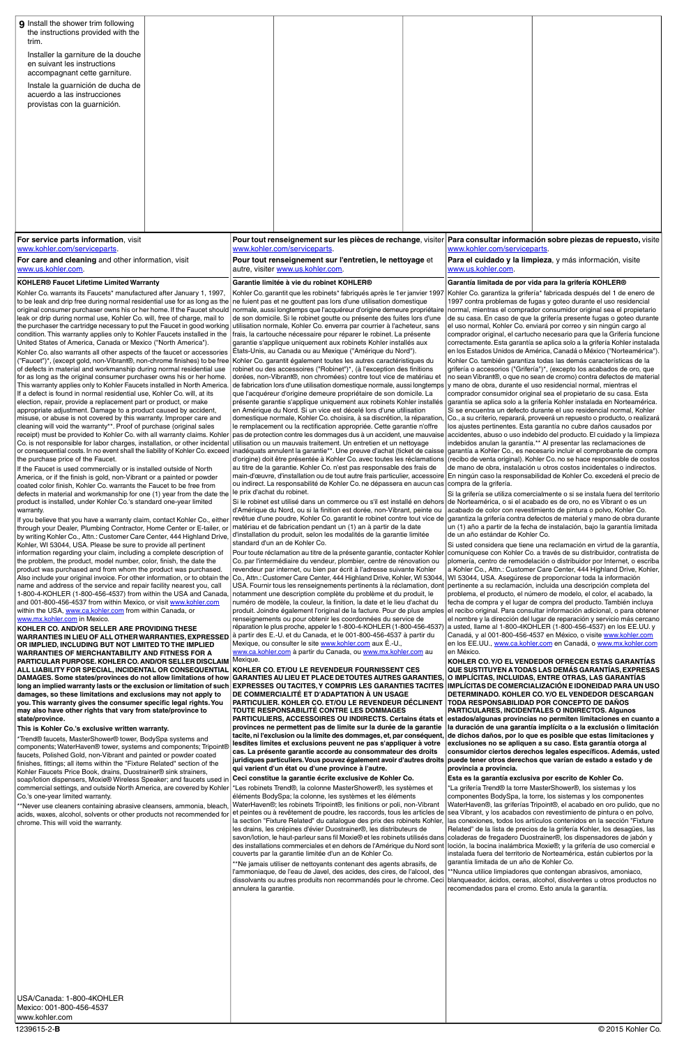**9** Install the shower trim following the instructions provided with the trim.

Installer la garniture de la douche en suivant les instructions accompagnant cette garniture.

Instale la guarnición de ducha de acuerdo a las instrucciones provistas con la guarnición.

**For service parts information**, visit www.kohler.com/serviceparts.

**For care and cleaning** and other information, visit www.us.kohler.com.

**KOHLER® Faucet Lifetime Limited Warranty**

Kohler Co. warrants its Faucets* manufactured after January 1, 1997, to be leak and drip free during normal residential use for as long as the original consumer purchaser owns his or her home. If the Faucet should leak or drip during normal use, Kohler Co. will, free of charge, mail to the purchaser the cartridge necessary to put the Faucet in good working condition. This warranty applies only to Kohler Faucets installed in the United States of America, Canada or Mexico ("North America").

Kohler Co. also warrants all other aspects of the faucet or accessories ("Faucet")*, (except gold, non-Vibrant®, non-chrome finishes) to be free of defects in material and workmanship during normal residential use for as long as the original consumer purchaser owns his or her home. This warranty applies only to Kohler Faucets installed in North America. If a defect is found in normal residential use, Kohler Co. will, at its election, repair, provide a replacement part or product, or make appropriate adjustment. Damage to a product caused by accident, misuse, or abuse is not covered by this warranty. Improper care and cleaning will void the warranty**. Proof of purchase (original sales receipt) must be provided to Kohler Co. with all warranty claims. Kohler Co. is not responsible for labor charges, installation, or other incidental or consequential costs. In no event shall the liability of Kohler Co. exceed the purchase price of the Faucet.

If the Faucet is used commercially or is installed outside of North America, or if the finish is gold, non-Vibrant or a painted or powder coated color finish, Kohler Co. warrants the Faucet to be free from defects in material and workmanship for one (1) year from the date the product is installed, under Kohler Co.'s standard one-year limited warranty.

If you believe that you have a warranty claim, contact Kohler Co., either through your Dealer, Plumbing Contractor, Home Center or E-tailer, or by writing Kohler Co., Attn.: Customer Care Center, 444 Highland Drive, Kohler, WI 53044, USA. Please be sure to provide all pertinent information regarding your claim, including a complete description of the problem, the product, model number, color, finish, the date the product was purchased and from whom the product was purchased. Also include your original invoice. For other information, or to obtain the name and address of the service and repair facility nearest you, call 1-800-4-KOHLER (1-800-456-4537) from within the USA and Canada, and 001-800-456-4537 from within Mexico, or visit www.kohler.com within the USA, www.ca.kohler.com from within Canada, or www.mx.kohler.com in Mexico.

**KOHLER CO. AND/OR SELLER ARE PROVIDING THESE WARRANTIES IN LIEU OF ALL OTHER WARRANTIES, EXPRESSED OR IMPLIED, INCLUDING BUT NOT LIMITED TO THE IMPLIED WARRANTIES OF MERCHANTABILITY AND FITNESS FOR A PARTICULAR PURPOSE. KOHLER CO. AND/OR SELLER DISCLAIM ALL LIABILITY FOR SPECIAL, INCIDENTAL OR CONSEQUENTIAL DAMAGES. Some states/provinces do not allow limitations of how long an implied warranty lasts or the exclusion or limitation of such damages, so these limitations and exclusions may not apply to you. This warranty gives the consumer specific legal rights. You may also have other rights that vary from state/province to state/province.**

**This is Kohler Co.'s exclusive written warranty.**

*Trend® faucets, MasterShower® tower, BodySpa systems and components; WaterHaven® tower, systems and components; Tripoint® faucets, Polished Gold, non-Vibrant and painted or powder coated finishes, fittings; all items within the "Fixture Related" section of the Kohler Faucets Price Book, drains, Duostrainer® sink strainers, soap/lotion dispensers, Moxie® Wireless Speaker; and faucets used in commercial settings, and outside North America, are covered by Kohler Co.'s one-year limited warranty.

**Never use cleaners containing abrasive cleansers, ammonia, bleach, acids, waxes, alcohol, solvents or other products not recommended for chrome. This will void the warranty.

**Pour tout renseignement sur les pièces de rechange**, visiter www.kohler.com/serviceparts.

**Pour tout renseignement sur l'entretien, le nettoyage** et autre, visiter www.us.kohler.com.

**Garantie limitée à vie du robinet KOHLER®**

Kohler Co. garantit que les robinets* fabriqués après le 1er janvier 1997 ne fuient pas et ne gouttent pas lors d'une utilisation domestique normale, aussi longtemps que l'acquéreur d'origine demeure propriétaire de son domicile. Si le robinet goutte ou présente des fuites lors d'une utilisation normale, Kohler Co. enverra par courrier à l'acheteur, sans frais, la cartouche nécessaire pour réparer le robinet. La présente garantie s'applique uniquement aux robinets Kohler installés aux États-Unis, au Canada ou au Mexique ("Amérique du Nord").

Kohler Co. garantit également toutes les autres caractéristiques du robinet ou des accessoires ("Robinet")*, (à l'exception des finitions dorées, non-Vibrant®, non chromées) contre tout vice de matériau et de fabrication lors d'une utilisation domestique normale, aussi longtemps que l'acquéreur d'origine demeure propriétaire de son domicile. La présente garantie s'applique uniquement aux robinets Kohler installés en Amérique du Nord. Si un vice est décelé lors d'une utilisation domestique normale, Kohler Co. choisira, à sa discrétion, la réparation, le remplacement ou la rectification appropriée. Cette garantie n'offre pas de protection contre les dommages dus à un accident, une mauvaise utilisation ou un mauvais traitement. Un entretien et un nettoyage inadéquats annulent la garantie**. Une preuve d'achat (ticket de caisse d'origine) doit être présentée à Kohler Co. avec toutes les réclamations au titre de la garantie. Kohler Co. n'est pas responsable des frais de main-d'œuvre, d'installation ou de tout autre frais particulier, accessoire ou indirect. La responsabilité de Kohler Co. ne dépassera en aucun cas le prix d'achat du robinet.

Si le robinet est utilisé dans un commerce ou s'il est installé en dehors d'Amérique du Nord, ou si la finition est dorée, non-Vibrant, peinte ou revêtue d'une poudre, Kohler Co. garantit le robinet contre tout vice de matériau et de fabrication pendant un (1) an à partir de la date d'installation du produit, selon les modalités de la garantie limitée standard d'un an de Kohler Co.

Pour toute réclamation au titre de la présente garantie, contacter Kohler Co. par l'intermédiaire du vendeur, plombier, centre de rénovation ou revendeur par internet, ou bien par écrit à l'adresse suivante Kohler Co., Attn.: Customer Care Center, 444 Highland Drive, Kohler, WI 53044, USA. Fournir tous les renseignements pertinents à la réclamation, dont notamment une description complète du problème et du produit, le numéro de modèle, la couleur, la finition, la date et le lieu d'achat du produit. Joindre également l'original de la facture. Pour de plus amples renseignements ou pour obtenir les coordonnées du service de réparation le plus proche, appeler le 1-800-4-KOHLER (1-800-456-4537) à partir des É.-U. et du Canada, et le 001-800-456-4537 à partir du Mexique, ou consulter le site www.kohler.com aux É.-U., www.ca.kohler.com à partir du Canada, ou www.mx.kohler.com au Mexique.

**KOHLER CO. ET/OU LE REVENDEUR FOURNISSENT CES GARANTIES AU LIEU ET PLACE DE TOUTES AUTRES GARANTIES, EXPRESSES OU TACITES, Y COMPRIS LES GARANTIES TACITES DE COMMERCIALITÉ ET D'ADAPTATION À UN USAGE PARTICULIER. KOHLER CO. ET/OU LE REVENDEUR DÉCLINENT TOUTE RESPONSABILITÉ CONTRE LES DOMMAGES PARTICULIERS, ACCESSOIRES OU INDIRECTS. Certains états et provinces ne permettent pas de limite sur la durée de la garantie tacite, ni l'exclusion ou la limite des dommages, et, par conséquent, lesdites limites et exclusions peuvent ne pas s'appliquer à votre cas. La présente garantie accorde au consommateur des droits juridiques particuliers. Vous pouvez également avoir d'autres droits qui varient d'un état ou d'une province à l'autre.**

**Ceci constitue la garantie écrite exclusive de Kohler Co.**

*Les robinets Trend®, la colonne MasterShower®, les systèmes et éléments BodySpa; la colonne, les systèmes et les éléments WaterHaven®; les robinets Tripoint®, les finitions or poli, non-Vibrant et peintes ou à revêtement de poudre, les raccords, tous les articles de la section "Fixture Related" du catalogue des prix des robinets Kohler, les drains, les crépines d'évier Duostrainer®, les distributeurs de savon/lotion, le haut-parleur sans fil Moxie® et les robinets utilisés dans des installations commerciales et en dehors de l'Amérique du Nord sont couverts par la garantie limitée d'un an de Kohler Co.

**Ne jamais utiliser de nettoyants contenant des agents abrasifs, de l'ammoniaque, de l'eau de Javel, des acides, des cires, de l'alcool, des dissolvants ou autres produits non recommandés pour le chrome. Ceci annulera la garantie.

**Para consultar información sobre piezas de repuesto**, visite www.kohler.com/serviceparts.

**Para el cuidado y la limpieza**, y más información, visite www.us.kohler.com.

**Garantía limitada de por vida para la grifería KOHLER®**

Kohler Co. garantiza la grifería* fabricada después del 1 de enero de 1997 contra problemas de fugas y goteo durante el uso residencial normal, mientras el comprador consumidor original sea el propietario de su casa. En caso de que la grifería presente fugas o goteo durante el uso normal, Kohler Co. enviará por correo y sin ningún cargo al comprador original, el cartucho necesario para que la Grifería funcione correctamente. Esta garantía se aplica solo a la grifería Kohler instalada en los Estados Unidos de América, Canadá o México ("Norteamérica").

Kohler Co. también garantiza todas las demás características de la grifería o accesorios ("Grifería")*, (excepto los acabados de oro, que no sean Vibrant®, o que no sean de cromo) contra defectos de material y mano de obra, durante el uso residencial normal, mientras el comprador consumidor original sea el propietario de su casa. Esta garantía se aplica solo a la grifería Kohler instalada en Norteamérica. Si se encuentra un defecto durante el uso residencial normal, Kohler Co., a su criterio, reparará, proveerá un repuesto o producto, o realizará los ajustes pertinentes. Esta garantía no cubre daños causados por accidentes, abuso o uso indebido del producto. El cuidado y la limpieza indebidos anulan la garantía.** Al presentar las reclamaciones de garantía a Kohler Co., es necesario incluir el comprobante de compra (recibo de venta original). Kohler Co. no se hace responsable de costos de mano de obra, instalación u otros costos incidentales o indirectos. En ningún caso la responsabilidad de Kohler Co. excederá el precio de compra de la grifería.

Si la grifería se utiliza comercialmente o si se instala fuera del territorio de Norteamérica, o si el acabado es de oro, no es Vibrant o es un acabado de color con revestimiento de pintura o polvo, Kohler Co. garantiza la grifería contra defectos de material y mano de obra durante un (1) año a partir de la fecha de instalación, bajo la garantía limitada de un año estándar de Kohler Co.

Si usted considera que tiene una reclamación en virtud de la garantía, comuníquese con Kohler Co. a través de su distribuidor, contratista de plomería, centro de remodelación o distribuidor por Internet, o escriba a Kohler Co., Attn.: Customer Care Center, 444 Highland Drive, Kohler, WI 53044, USA. Asegúrese de proporcionar toda la información pertinente a su reclamación, incluida una descripción completa del problema, el producto, el número de modelo, el color, el acabado, la fecha de compra y el lugar de compra del producto. También incluya el recibo original. Para consultar información adicional, o para obtener el nombre y la dirección del lugar de reparación y servicio más cercano a usted, llame al 1-800-4KOHLER (1-800-456-4537) en los EE.UU. y Canadá, y al 001-800-456-4537 en México, o visite www.kohler.com en los EE.UU., www.ca.kohler.com en Canadá, o www.mx.kohler.com en México.

**KOHLER CO. Y/O EL VENDEDOR OFRECEN ESTAS GARANTÍAS QUE SUSTITUYEN A TODAS LAS DEMÁS GARANTÍAS, EXPRESAS O IMPLÍCITAS, INCLUIDAS, ENTRE OTRAS, LAS GARANTÍAS IMPLÍCITAS DE COMERCIALIZACIÓN E IDONEIDAD PARA UN USO DETERMINADO. KOHLER CO. Y/O EL VENDEDOR DESCARGAN TODA RESPONSABILIDAD POR CONCEPTO DE DAÑOS PARTICULARES, INCIDENTALES O INDIRECTOS. Algunos estados/algunas provincias no permiten limitaciones en cuanto a la duración de una garantía implícita o a la exclusión o limitación de dichos daños, por lo que es posible que estas limitaciones y exclusiones no se apliquen a su caso. Esta garantía otorga al consumidor ciertos derechos legales específicos. Además, usted puede tener otros derechos que varían de estado a estado y de provincia a provincia.**

**Esta es la garantía exclusiva por escrito de Kohler Co.**

*La grifería Trend® la torre MasterShower®, los sistemas y los componentes BodySpa, la torre, los sistemas y los componentes WaterHaven®, las griferías Tripoint®, el acabado en oro pulido, que no sea Vibrant, y los acabados con revestimiento de pintura o en polvo, las conexiones, todos los artículos contenidos en la sección "Fixture Related" de la lista de precios de la grifería Kohler, los desagües, las coladeras de fregadero Duostrainer®, los dispensadores de jabón y loción, la bocina inalámbrica Moxie®; y la grifería de uso comercial e instalada fuera del territorio de Norteamérica, están cubiertos por la garantía limitada de un año de Kohler Co.

**Nunca utilice limpiadores que contengan abrasivos, amoniaco, blanqueador, ácidos, ceras, alcohol, disolventes u otros productos no recomendados para el cromo. Esto anula la garantía.

USA/Canada: 1-800-4KOHLER
Mexico: 001-800-456-4537
www.kohler.com

1239615-2-**B**

© 2015 Kohler Co.